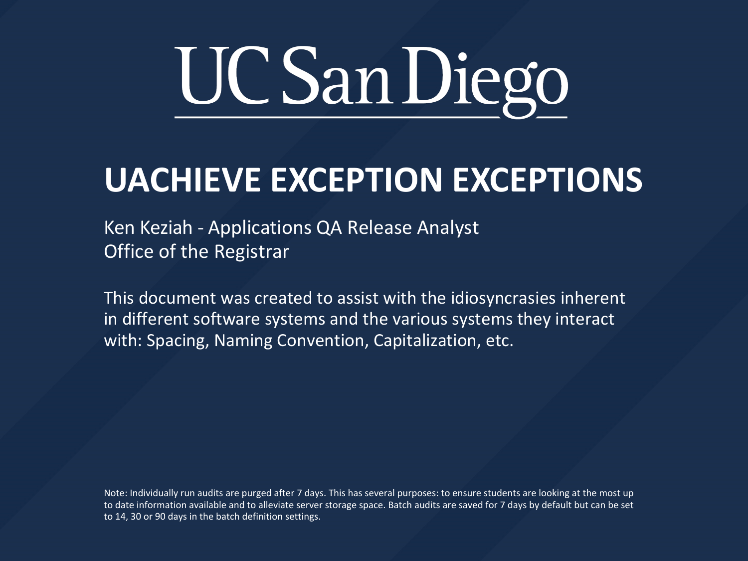UC San Diego

# UACHIEVE EXCEPTION EXCEPTIONS

Ken Keziah - Applications QA Release Analyst
Office of the Registrar

This document was created to assist with the idiosyncrasies inherent in different software systems and the various systems they interact with: Spacing, Naming Convention, Capitalization, etc.

Note: Individually run audits are purged after 7 days. This has several purposes: to ensure students are looking at the most up to date information available and to alleviate server storage space. Batch audits are saved for 7 days by default but can be set to 14, 30 or 90 days in the batch definition settings.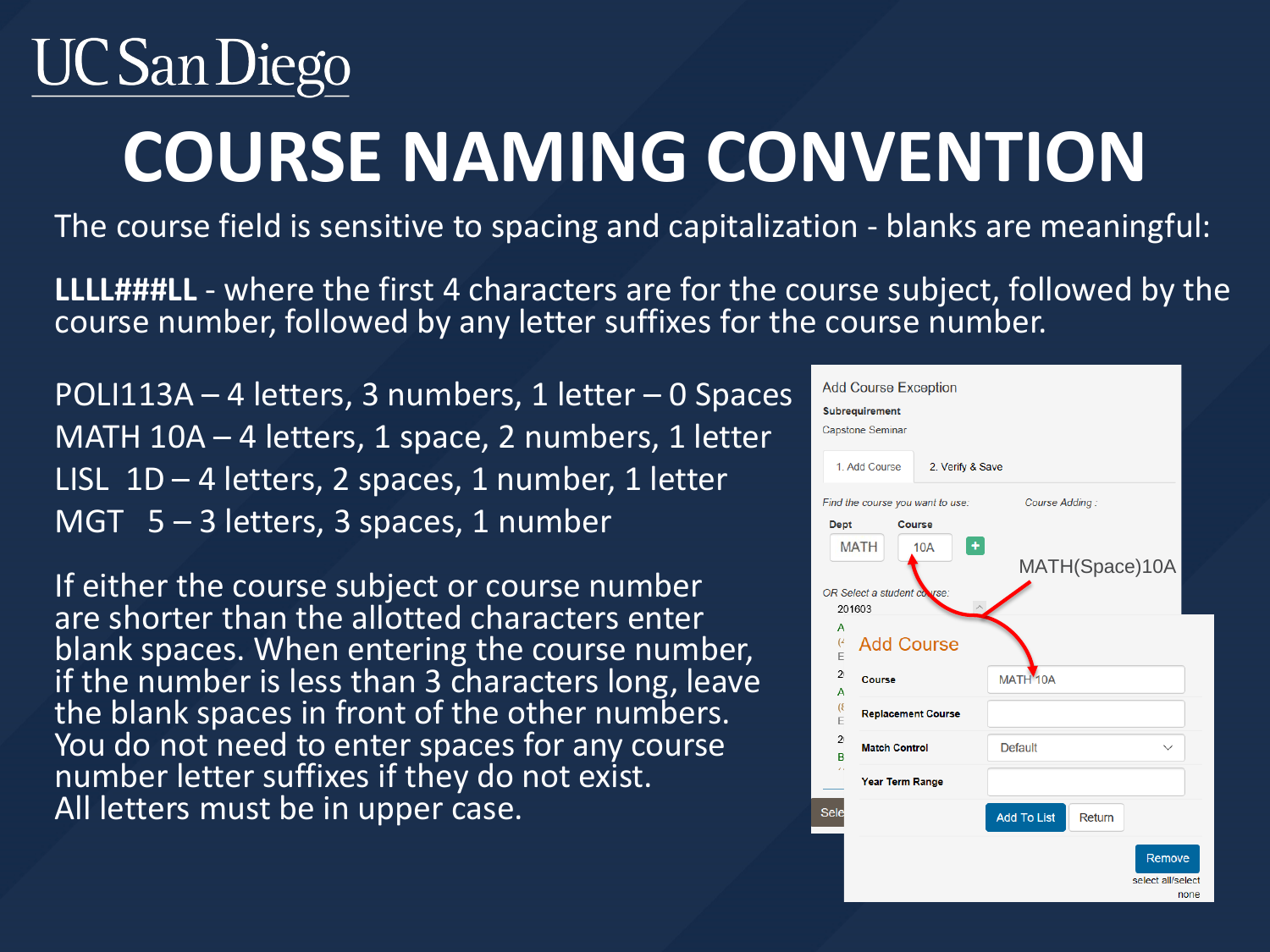# COURSE NAMING CONVENTION

The course field is sensitive to spacing and capitalization - blanks are meaningful:

**LLLL###LL** - where the first 4 characters are for the course subject, followed by the course number, followed by any letter suffixes for the course number.

POLI113A – 4 letters, 3 numbers, 1 letter – 0 Spaces
MATH 10A – 4 letters, 1 space, 2 numbers, 1 letter
LISL  1D – 4 letters, 2 spaces, 1 number, 1 letter
MGT   5 – 3 letters, 3 spaces, 1 number

If either the course subject or course number are shorter than the allotted characters enter blank spaces. When entering the course number, if the number is less than 3 characters long, leave the blank spaces in front of the other numbers. You do not need to enter spaces for any course number letter suffixes if they do not exist. All letters must be in upper case.

Add Course Exception

**Subrequirement**
Capstone Seminar

1. Add Course | 2. Verify & Save

*Find the course you want to use:* | *Course Adding:*

**Dept**: MATH | **Course**: 10A

MATH(Space)10A

*OR Select a student course:*
201603

**Add Course**

| | |
|---|---|
| **Course** | MATH 10A |
| **Replacement Course** | |
| **Match Control** | Default |
| **Year Term Range** | |

Add To List | Return

Remove
select all/select none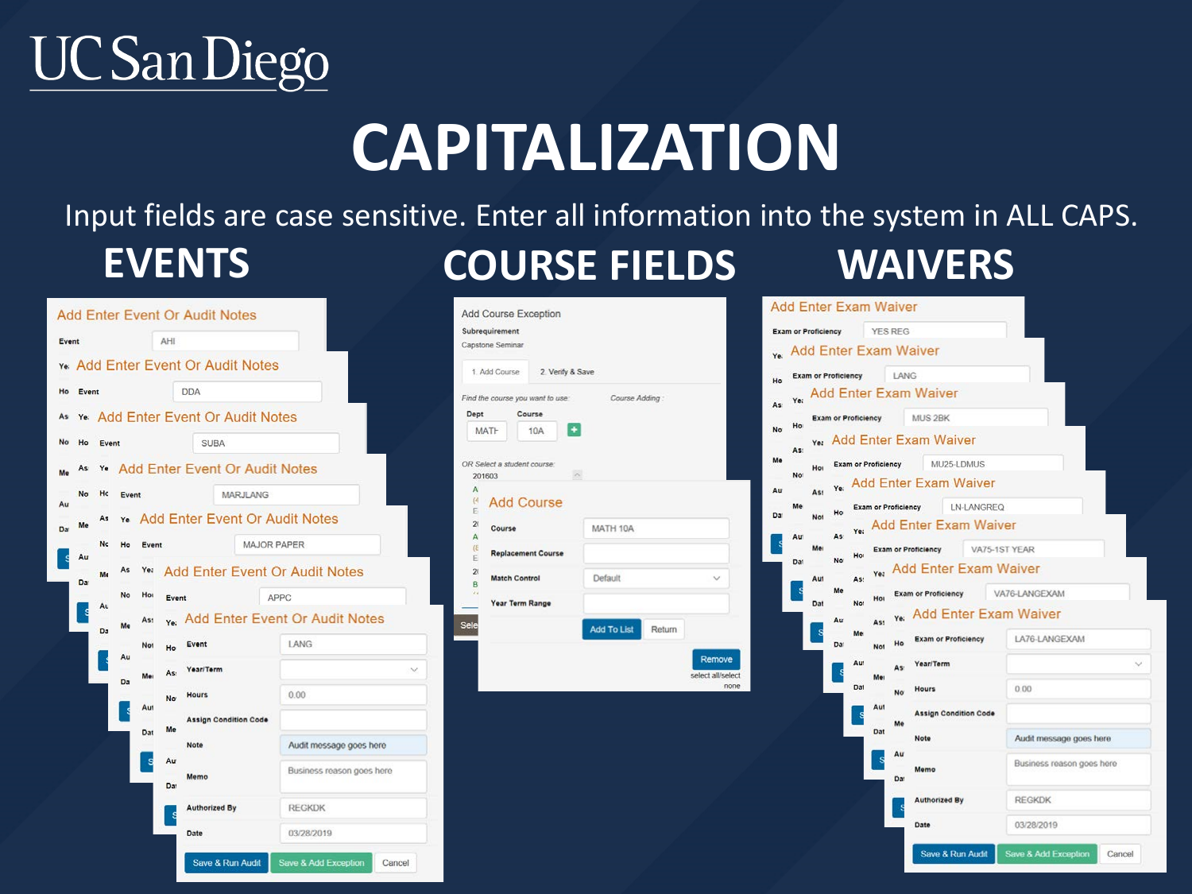UC San Diego

# CAPITALIZATION

Input fields are case sensitive. Enter all information into the system in ALL CAPS.

## EVENTS

**Add Enter Event Or Audit Notes**

- Event: AHI
- Event: DDA
- Event: SUBA
- Event: MARJLANG
- Event: MAJOR PAPER
- Event: APPC
- Event: LANG

| Field | Value |
|---|---|
| Event | LANG |
| Year/Term | |
| Hours | 0.00 |
| Assign Condition Code | |
| Note | Audit message goes here |
| Memo | Business reason goes here |
| Authorized By | REGKDK |
| Date | 03/28/2019 |

Save & Run Audit | Save & Add Exception | Cancel

## COURSE FIELDS

**Add Course Exception**

Subrequirement
Capstone Seminar

1. Add Course | 2. Verify & Save

Find the course you want to use: Course Adding:

| Dept | Course |
|---|---|
| MATH | 10A |

OR Select a student course:
201603

**Add Course**

| Field | Value |
|---|---|
| Course | MATH 10A |
| Replacement Course | |
| Match Control | Default |
| Year Term Range | |

Add To List | Return

Remove
select all/select none

## WAIVERS

**Add Enter Exam Waiver**

- Exam or Proficiency: YES REG
- Exam or Proficiency: LANG
- Exam or Proficiency: MUS 2BK
- Exam or Proficiency: MU25-LDMUS
- Exam or Proficiency: LN-LANGREQ
- Exam or Proficiency: VA75-1ST YEAR
- Exam or Proficiency: VA76-LANGEXAM
- Exam or Proficiency: LA76-LANGEXAM

| Field | Value |
|---|---|
| Exam or Proficiency | LA76-LANGEXAM |
| Year/Term | |
| Hours | 0.00 |
| Assign Condition Code | |
| Note | Audit message goes here |
| Memo | Business reason goes here |
| Authorized By | REGKDK |
| Date | 03/28/2019 |

Save & Run Audit | Save & Add Exception | Cancel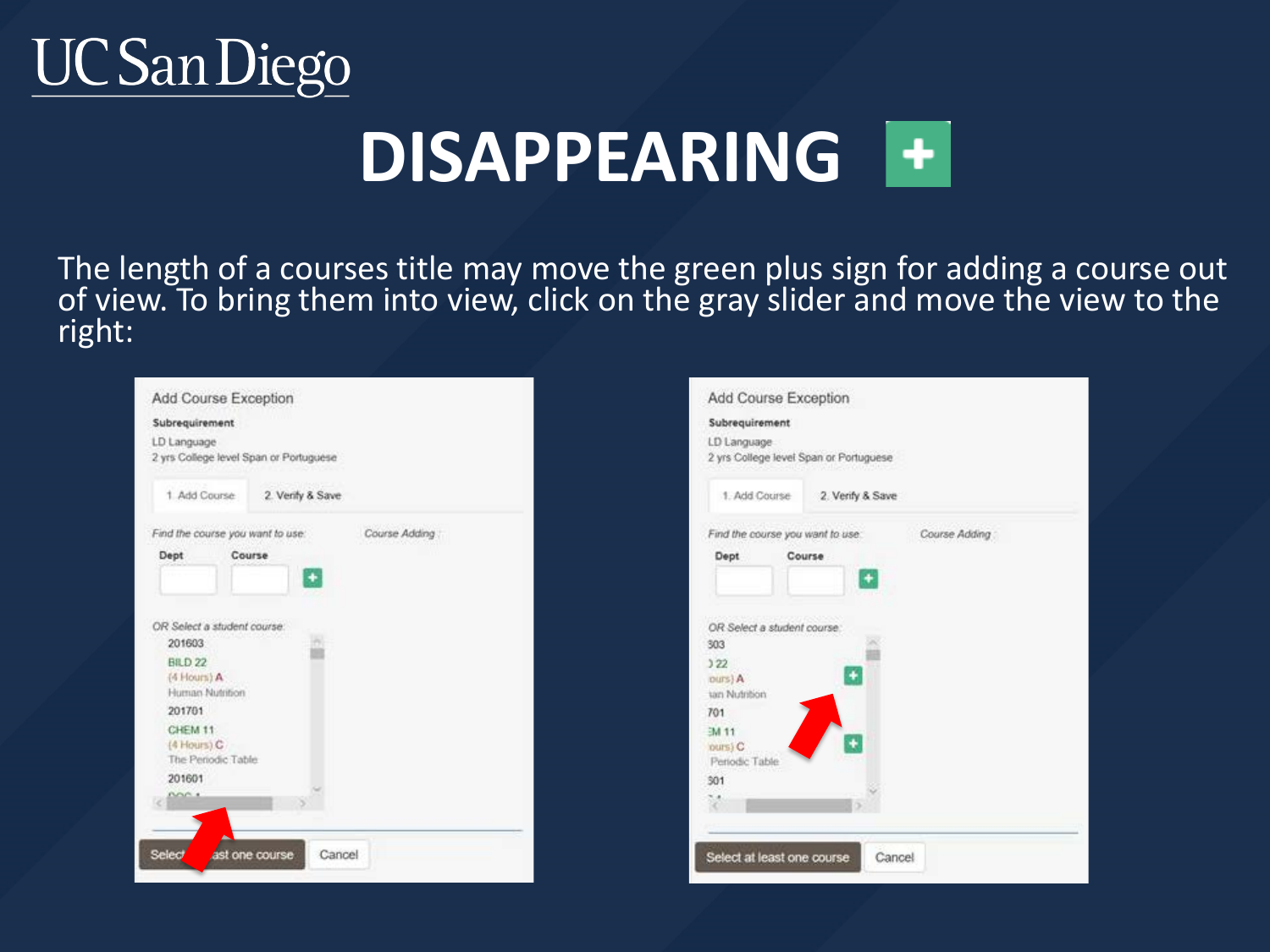# DISAPPEARING +

The length of a courses title may move the green plus sign for adding a course out of view. To bring them into view, click on the gray slider and move the view to the right: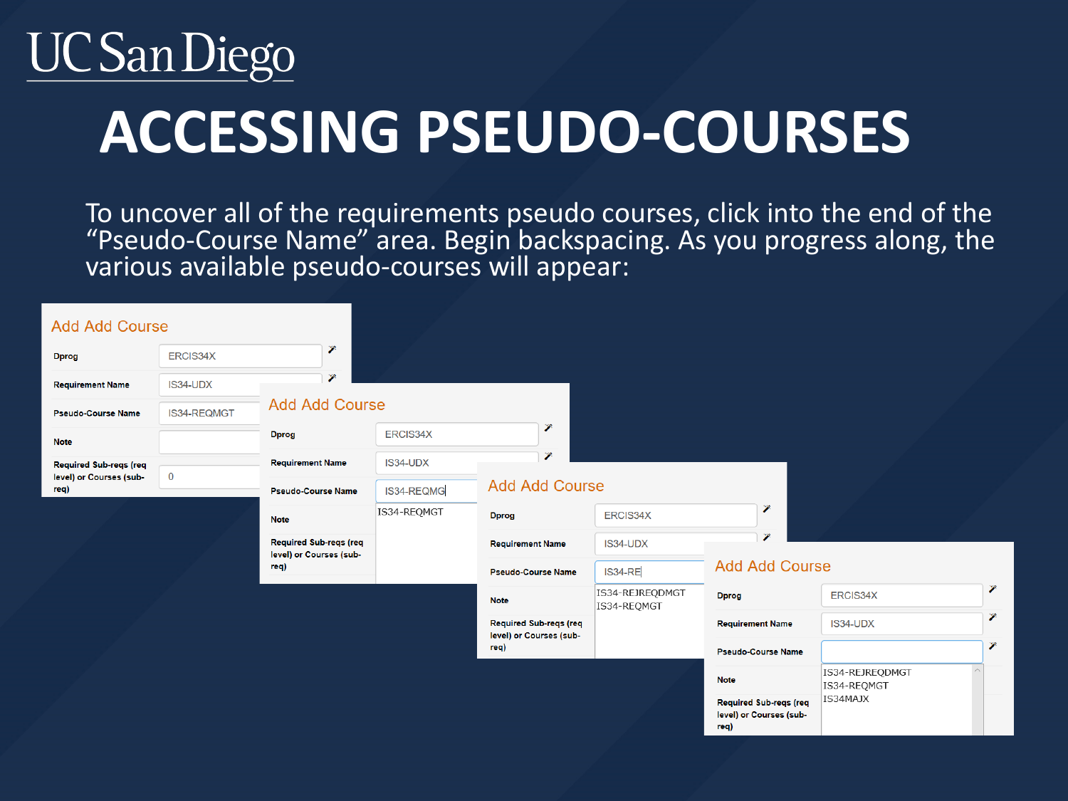# ACCESSING PSEUDO-COURSES

To uncover all of the requirements pseudo courses, click into the end of the "Pseudo-Course Name" area. Begin backspacing. As you progress along, the various available pseudo-courses will appear:

### Add Add Course

| | |
|---|---|
| Dprog | ERCIS34X |
| Requirement Name | IS34-UDX |
| Pseudo-Course Name | IS34-REQMGT |
| Note | |
| Required Sub-reqs (req level) or Courses (sub-req) | 0 |

### Add Add Course

| | |
|---|---|
| Dprog | ERCIS34X |
| Requirement Name | IS34-UDX |
| Pseudo-Course Name | IS34-REQMG |
| Note | |
| Required Sub-reqs (req level) or Courses (sub-req) | |

Suggestions: IS34-REQMGT

### Add Add Course

| | |
|---|---|
| Dprog | ERCIS34X |
| Requirement Name | IS34-UDX |
| Pseudo-Course Name | IS34-RE |
| Note | |
| Required Sub-reqs (req level) or Courses (sub-req) | |

Suggestions: IS34-REJREQDMGT, IS34-REQMGT

### Add Add Course

| | |
|---|---|
| Dprog | ERCIS34X |
| Requirement Name | IS34-UDX |
| Pseudo-Course Name | |
| Note | |
| Required Sub-reqs (req level) or Courses (sub-req) | |

Suggestions: IS34-REJREQDMGT, IS34-REQMGT, IS34MAJX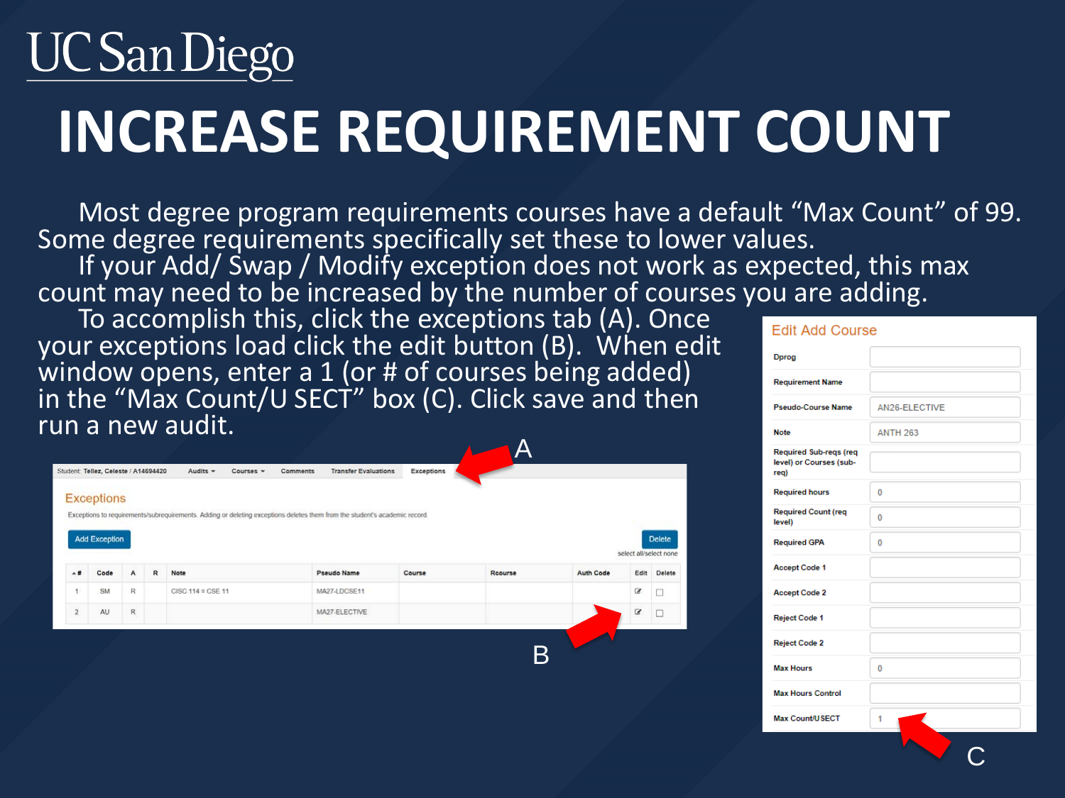UC San Diego

# INCREASE REQUIREMENT COUNT

Most degree program requirements courses have a default "Max Count" of 99. Some degree requirements specifically set these to lower values.

If your Add/ Swap / Modify exception does not work as expected, this max count may need to be increased by the number of courses you are adding.

To accomplish this, click the exceptions tab (A). Once your exceptions load click the edit button (B). When edit window opens, enter a 1 (or # of courses being added) in the "Max Count/U SECT" box (C). Click save and then run a new audit.

Student: Tellez, Celeste / A14694420 | Audits | Courses | Comments | Transfer Evaluations | Exceptions

## Exceptions

Exceptions to requirements/subrequirements. Adding or deleting exceptions deletes them from the student's academic record.

Add Exception | Delete

select all/select none

| # | Code | A | R | Note | Pseudo Name | Course | Rcourse | Auth Code | Edit | Delete |
|---|---|---|---|---|---|---|---|---|---|---|
| 1 | SM | R | | CISC 114 = CSE 11 | MA27-LDCSE11 | | | | ✎ | ☐ |
| 2 | AU | R | | | MA27-ELECTIVE | | | | ✎ | ☐ |

A

B

## Edit Add Course

| Field | Value |
|---|---|
| Dprog | |
| Requirement Name | |
| Pseudo-Course Name | AN26-ELECTIVE |
| Note | ANTH 263 |
| Required Sub-reqs (req level) or Courses (sub-req) | |
| Required hours | 0 |
| Required Count (req level) | 0 |
| Required GPA | 0 |
| Accept Code 1 | |
| Accept Code 2 | |
| Reject Code 1 | |
| Reject Code 2 | |
| Max Hours | 0 |
| Max Hours Control | |
| Max Count/U SECT | 1 |

C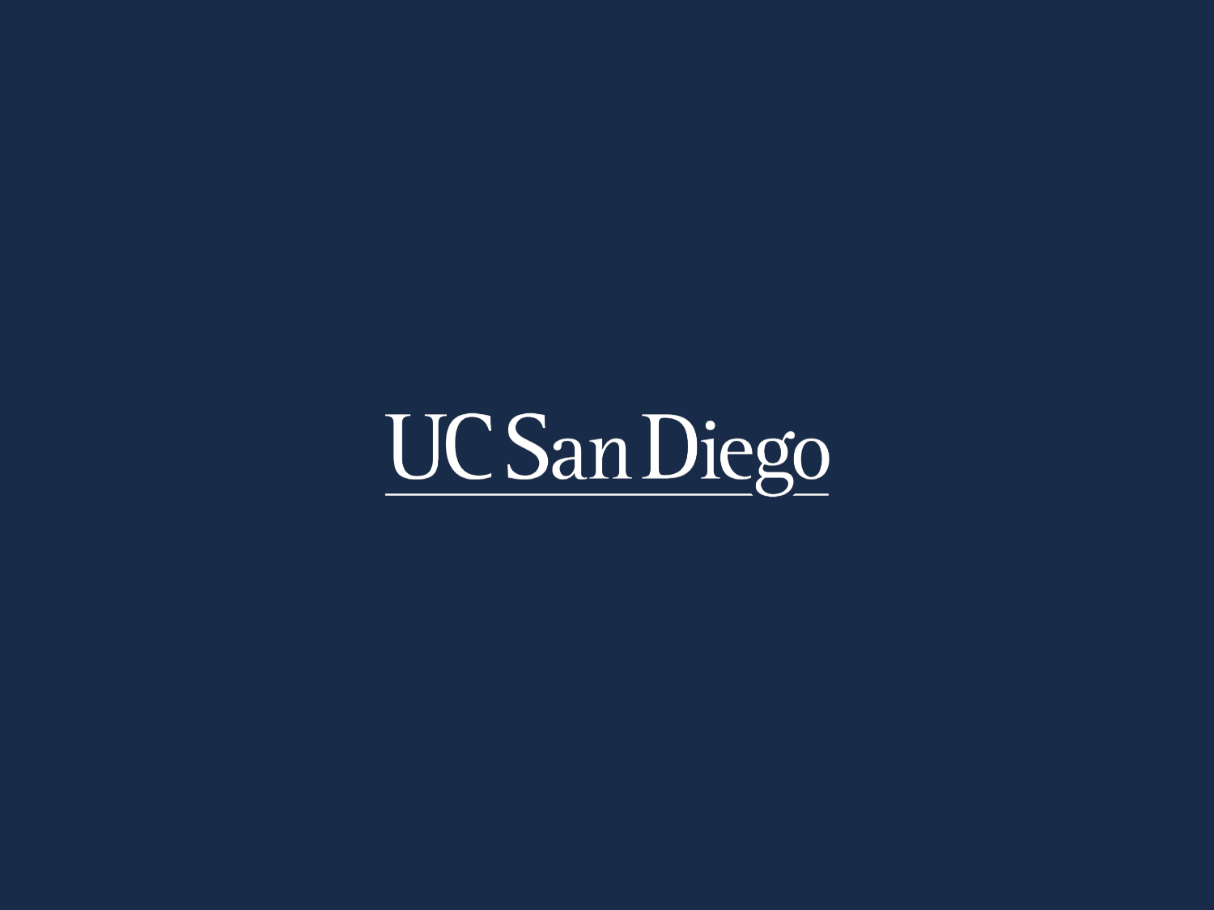UC San Diego